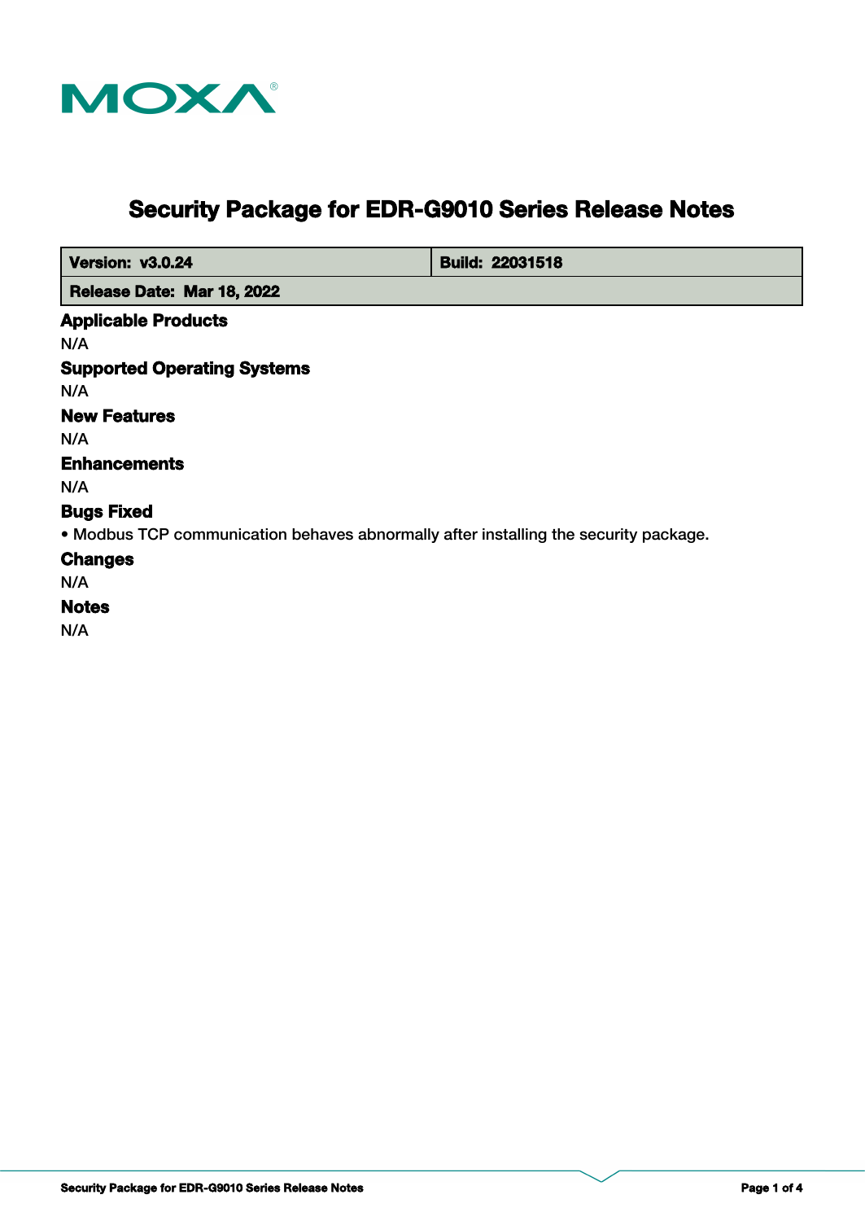MOXA

# Security Package for EDR-G9010 Series Release Notes

| Version: v3.0.24 | Build: 22031518 |
| --- | --- |
| Release Date: Mar 18, 2022 | |

## Applicable Products

N/A

## Supported Operating Systems

N/A

## New Features

N/A

## Enhancements

N/A

## Bugs Fixed

- Modbus TCP communication behaves abnormally after installing the security package.

## Changes

N/A

## Notes

N/A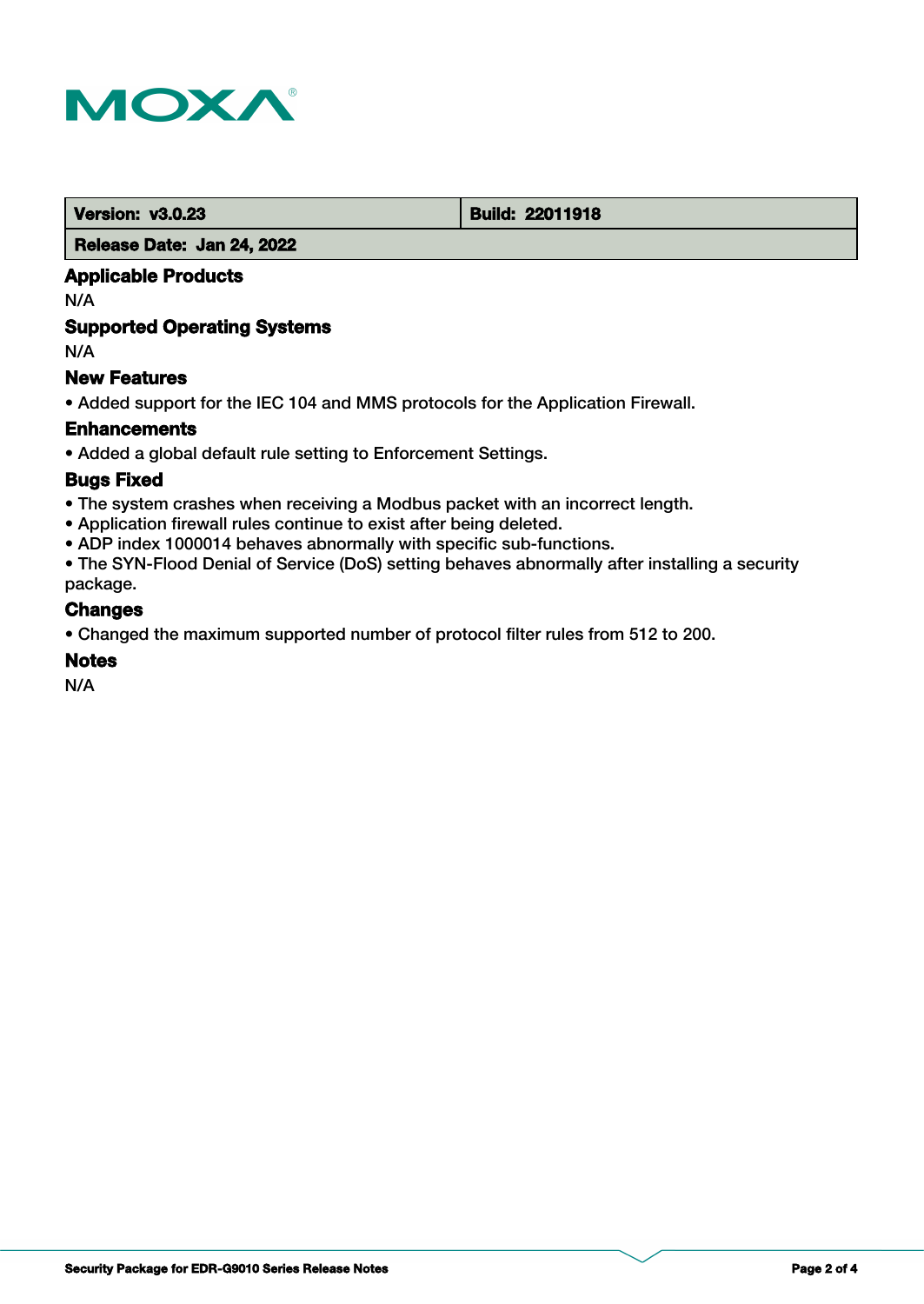| Version: v3.0.23 | Build: 22011918 |
| --- | --- |
| Release Date: Jan 24, 2022 | |

### Applicable Products

N/A

### Supported Operating Systems

N/A

### New Features

- Added support for the IEC 104 and MMS protocols for the Application Firewall.

### Enhancements

- Added a global default rule setting to Enforcement Settings.

### Bugs Fixed

- The system crashes when receiving a Modbus packet with an incorrect length.
- Application firewall rules continue to exist after being deleted.
- ADP index 1000014 behaves abnormally with specific sub-functions.
- The SYN-Flood Denial of Service (DoS) setting behaves abnormally after installing a security package.

### Changes

- Changed the maximum supported number of protocol filter rules from 512 to 200.

### Notes

N/A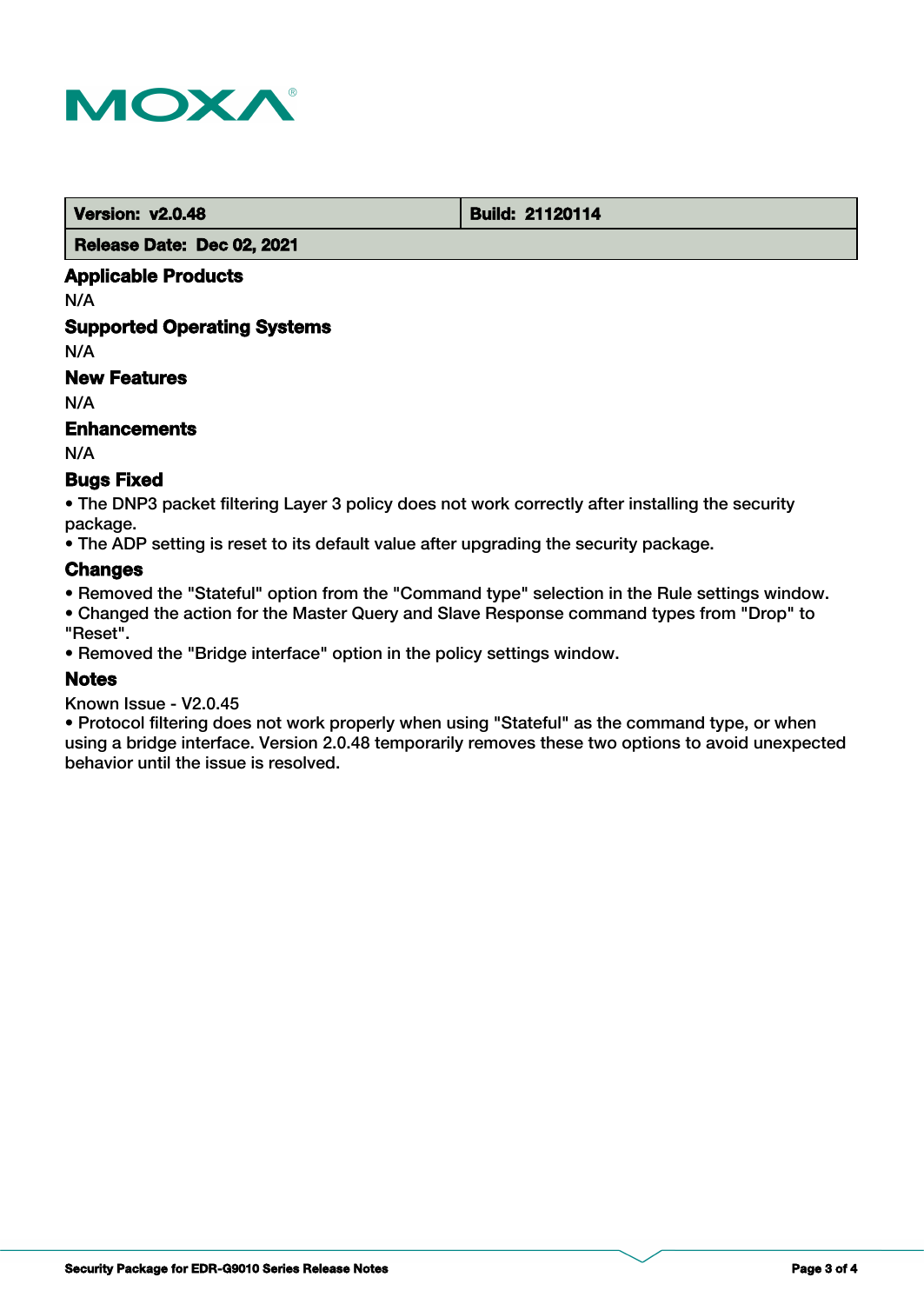| Version: v2.0.48 | Build: 21120114 |
| --- | --- |
| Release Date: Dec 02, 2021 | |

### Applicable Products

N/A

### Supported Operating Systems

N/A

### New Features

N/A

### Enhancements

N/A

### Bugs Fixed

- The DNP3 packet filtering Layer 3 policy does not work correctly after installing the security package.
- The ADP setting is reset to its default value after upgrading the security package.

### Changes

- Removed the "Stateful" option from the "Command type" selection in the Rule settings window.
- Changed the action for the Master Query and Slave Response command types from "Drop" to "Reset".
- Removed the "Bridge interface" option in the policy settings window.

### Notes

Known Issue - V2.0.45

- Protocol filtering does not work properly when using "Stateful" as the command type, or when using a bridge interface. Version 2.0.48 temporarily removes these two options to avoid unexpected behavior until the issue is resolved.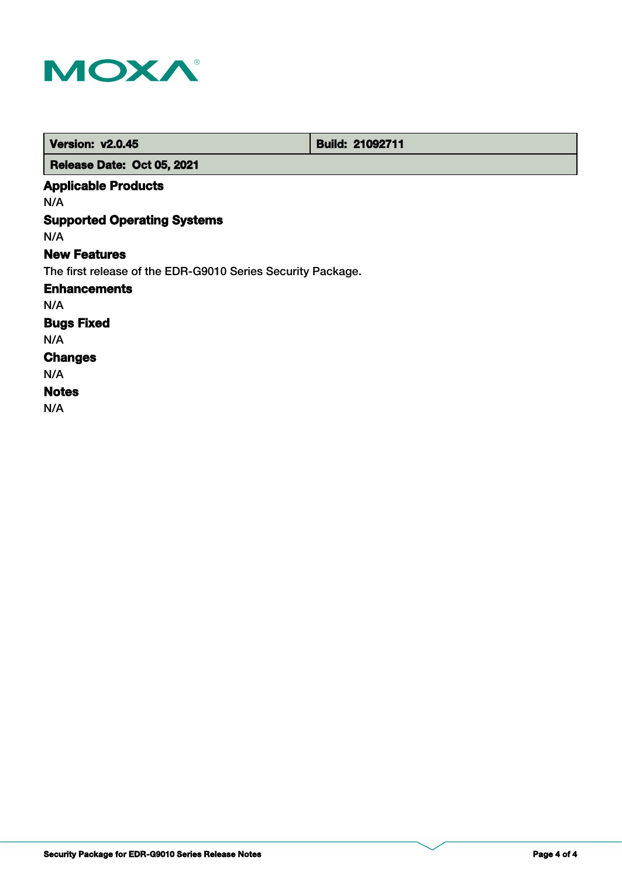| Version: v2.0.45 | Build: 21092711 |
| --- | --- |
| Release Date: Oct 05, 2021 | |

### Applicable Products

N/A

### Supported Operating Systems

N/A

### New Features

The first release of the EDR-G9010 Series Security Package.

### Enhancements

N/A

### Bugs Fixed

N/A

### Changes

N/A

### Notes

N/A